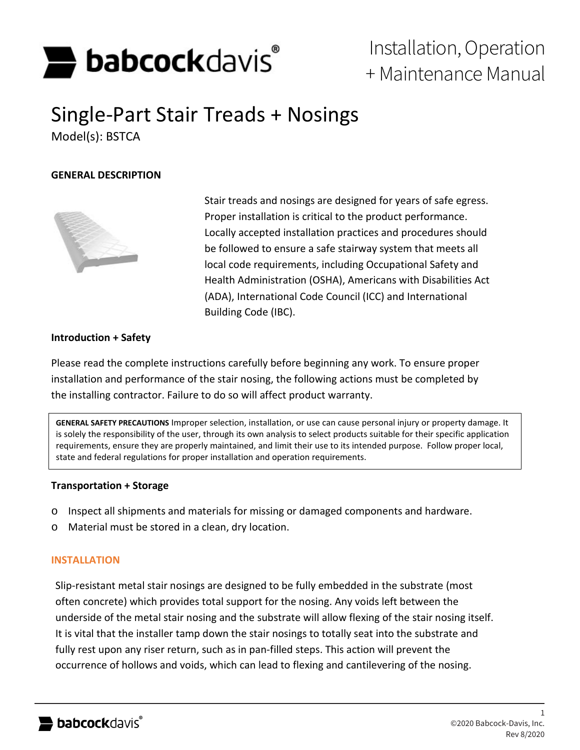# Installation, Operation + Maintenance Manual

# Single-Part Stair Treads + Nosings

Model(s): BSTCA

## GENERAL DESCRIPTION

Stair treads and nosings are designed for years of safe egress. Proper installation is critical to the product performance. Locally accepted installation practices and procedures should be followed to ensure a safe stairway system that meets all local code requirements, including Occupational Safety and Health Administration (OSHA), Americans with Disabilities Act (ADA), International Code Council (ICC) and International Building Code (IBC).

### Introduction + Safety

Please read the complete instructions carefully before beginning any work. To ensure proper installation and performance of the stair nosing, the following actions must be completed by the installing contractor. Failure to do so will affect product warranty.

**GENERAL SAFETY PRECAUTIONS** Improper selection, installation, or use can cause personal injury or property damage. It is solely the responsibility of the user, through its own analysis to select products suitable for their specific application requirements, ensure they are properly maintained, and limit their use to its intended purpose. Follow proper local, state and federal regulations for proper installation and operation requirements.

### Transportation + Storage

- Inspect all shipments and materials for missing or damaged components and hardware.
- Material must be stored in a clean, dry location.

## INSTALLATION

Slip-resistant metal stair nosings are designed to be fully embedded in the substrate (most often concrete) which provides total support for the nosing. Any voids left between the underside of the metal stair nosing and the substrate will allow flexing of the stair nosing itself. It is vital that the installer tamp down the stair nosings to totally seat into the substrate and fully rest upon any riser return, such as in pan-filled steps. This action will prevent the occurrence of hollows and voids, which can lead to flexing and cantilevering of the nosing.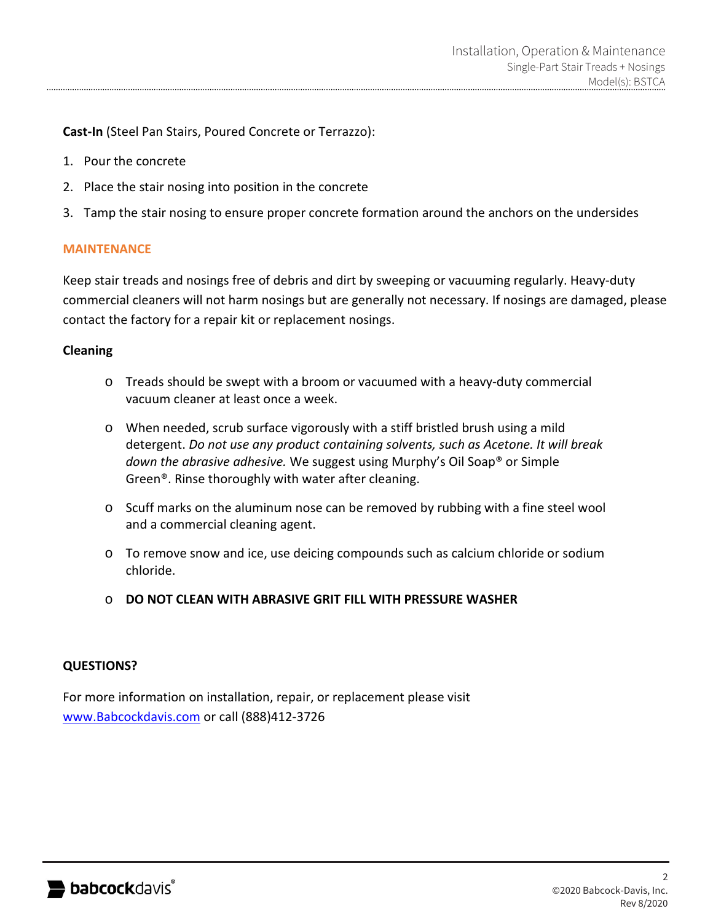**Cast-In** (Steel Pan Stairs, Poured Concrete or Terrazzo):

1. Pour the concrete
2. Place the stair nosing into position in the concrete
3. Tamp the stair nosing to ensure proper concrete formation around the anchors on the undersides

## MAINTENANCE

Keep stair treads and nosings free of debris and dirt by sweeping or vacuuming regularly. Heavy-duty commercial cleaners will not harm nosings but are generally not necessary. If nosings are damaged, please contact the factory for a repair kit or replacement nosings.

**Cleaning**

- Treads should be swept with a broom or vacuumed with a heavy-duty commercial vacuum cleaner at least once a week.
- When needed, scrub surface vigorously with a stiff bristled brush using a mild detergent. *Do not use any product containing solvents, such as Acetone. It will break down the abrasive adhesive.* We suggest using Murphy's Oil Soap® or Simple Green®. Rinse thoroughly with water after cleaning.
- Scuff marks on the aluminum nose can be removed by rubbing with a fine steel wool and a commercial cleaning agent.
- To remove snow and ice, use deicing compounds such as calcium chloride or sodium chloride.
- **DO NOT CLEAN WITH ABRASIVE GRIT FILL WITH PRESSURE WASHER**

**QUESTIONS?**

For more information on installation, repair, or replacement please visit [www.Babcockdavis.com](http://www.Babcockdavis.com) or call (888)412-3726